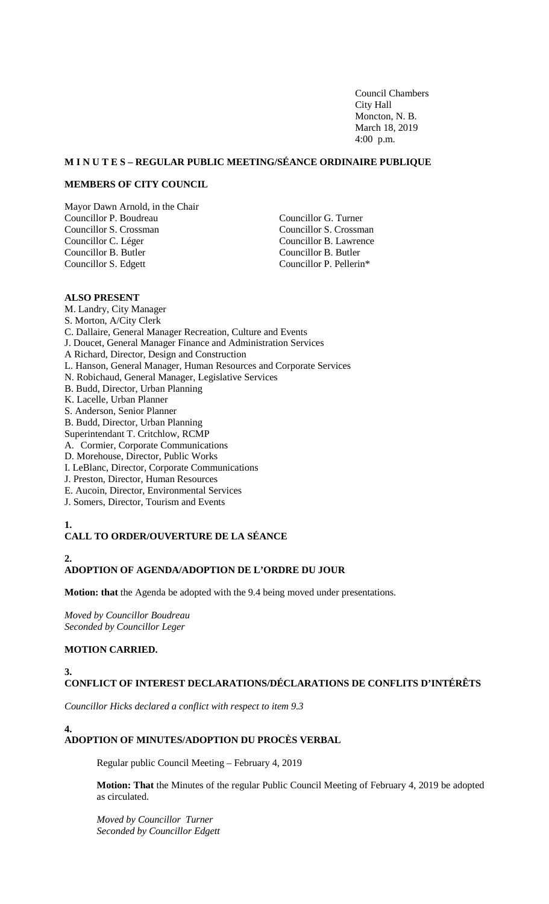Council Chambers
City Hall
Moncton, N. B.
March 18, 2019
4:00 p.m.

**M I N U T E S – REGULAR PUBLIC MEETING/SÉANCE ORDINAIRE PUBLIQUE**

**MEMBERS OF CITY COUNCIL**

Mayor Dawn Arnold, in the Chair
Councillor P. Boudreau
Councillor S. Crossman
Councillor C. Léger
Councillor B. Butler
Councillor S. Edgett
Councillor G. Turner
Councillor S. Crossman
Councillor B. Lawrence
Councillor B. Butler
Councillor P. Pellerin*

**ALSO PRESENT**

M. Landry, City Manager
S. Morton, A/City Clerk
C. Dallaire, General Manager Recreation, Culture and Events
J. Doucet, General Manager Finance and Administration Services
A Richard, Director, Design and Construction
L. Hanson, General Manager, Human Resources and Corporate Services
N. Robichaud, General Manager, Legislative Services
B. Budd, Director, Urban Planning
K. Lacelle, Urban Planner
S. Anderson, Senior Planner
B. Budd, Director, Urban Planning
Superintendant T. Critchlow, RCMP
A. Cormier, Corporate Communications
D. Morehouse, Director, Public Works
I. LeBlanc, Director, Corporate Communications
J. Preston, Director, Human Resources
E. Aucoin, Director, Environmental Services
J. Somers, Director, Tourism and Events

**1.**
**CALL TO ORDER/OUVERTURE DE LA SÉANCE**

**2.**
**ADOPTION OF AGENDA/ADOPTION DE L'ORDRE DU JOUR**

**Motion: that** the Agenda be adopted with the 9.4 being moved under presentations.

*Moved by Councillor Boudreau*
*Seconded by Councillor Leger*

**MOTION CARRIED.**

**3.**
**CONFLICT OF INTEREST DECLARATIONS/DÉCLARATIONS DE CONFLITS D'INTÉRÊTS**

*Councillor Hicks declared a conflict with respect to item 9.3*

**4.**
**ADOPTION OF MINUTES/ADOPTION DU PROCÈS VERBAL**

Regular public Council Meeting – February 4, 2019

**Motion: That** the Minutes of the regular Public Council Meeting of February 4, 2019 be adopted as circulated.

*Moved by Councillor Turner*
*Seconded by Councillor Edgett*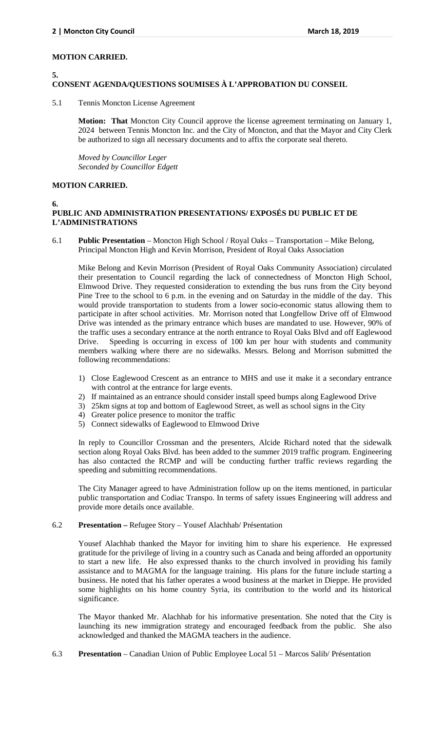**MOTION CARRIED.**

## 5. CONSENT AGENDA/QUESTIONS SOUMISES À L'APPROBATION DU CONSEIL

5.1 Tennis Moncton License Agreement

**Motion: That** Moncton City Council approve the license agreement terminating on January 1, 2024 between Tennis Moncton Inc. and the City of Moncton, and that the Mayor and City Clerk be authorized to sign all necessary documents and to affix the corporate seal thereto.

*Moved by Councillor Leger*
*Seconded by Councillor Edgett*

**MOTION CARRIED.**

## 6. PUBLIC AND ADMINISTRATION PRESENTATIONS/ EXPOSÉS DU PUBLIC ET DE L'ADMINISTRATIONS

6.1 **Public Presentation** – Moncton High School / Royal Oaks – Transportation – Mike Belong, Principal Moncton High and Kevin Morrison, President of Royal Oaks Association

Mike Belong and Kevin Morrison (President of Royal Oaks Community Association) circulated their presentation to Council regarding the lack of connectedness of Moncton High School, Elmwood Drive. They requested consideration to extending the bus runs from the City beyond Pine Tree to the school to 6 p.m. in the evening and on Saturday in the middle of the day. This would provide transportation to students from a lower socio-economic status allowing them to participate in after school activities. Mr. Morrison noted that Longfellow Drive off of Elmwood Drive was intended as the primary entrance which buses are mandated to use. However, 90% of the traffic uses a secondary entrance at the north entrance to Royal Oaks Blvd and off Eaglewood Drive. Speeding is occurring in excess of 100 km per hour with students and community members walking where there are no sidewalks. Messrs. Belong and Morrison submitted the following recommendations:

1) Close Eaglewood Crescent as an entrance to MHS and use it make it a secondary entrance with control at the entrance for large events.
2) If maintained as an entrance should consider install speed bumps along Eaglewood Drive
3) 25km signs at top and bottom of Eaglewood Street, as well as school signs in the City
4) Greater police presence to monitor the traffic
5) Connect sidewalks of Eaglewood to Elmwood Drive

In reply to Councillor Crossman and the presenters, Alcide Richard noted that the sidewalk section along Royal Oaks Blvd. has been added to the summer 2019 traffic program. Engineering has also contacted the RCMP and will be conducting further traffic reviews regarding the speeding and submitting recommendations.

The City Manager agreed to have Administration follow up on the items mentioned, in particular public transportation and Codiac Transpo. In terms of safety issues Engineering will address and provide more details once available.

6.2 **Presentation –** Refugee Story – Yousef Alachhab/ Présentation

Yousef Alachhab thanked the Mayor for inviting him to share his experience. He expressed gratitude for the privilege of living in a country such as Canada and being afforded an opportunity to start a new life. He also expressed thanks to the church involved in providing his family assistance and to MAGMA for the language training. His plans for the future include starting a business. He noted that his father operates a wood business at the market in Dieppe. He provided some highlights on his home country Syria, its contribution to the world and its historical significance.

The Mayor thanked Mr. Alachhab for his informative presentation. She noted that the City is launching its new immigration strategy and encouraged feedback from the public. She also acknowledged and thanked the MAGMA teachers in the audience.

6.3 **Presentation** – Canadian Union of Public Employee Local 51 – Marcos Salib/ Présentation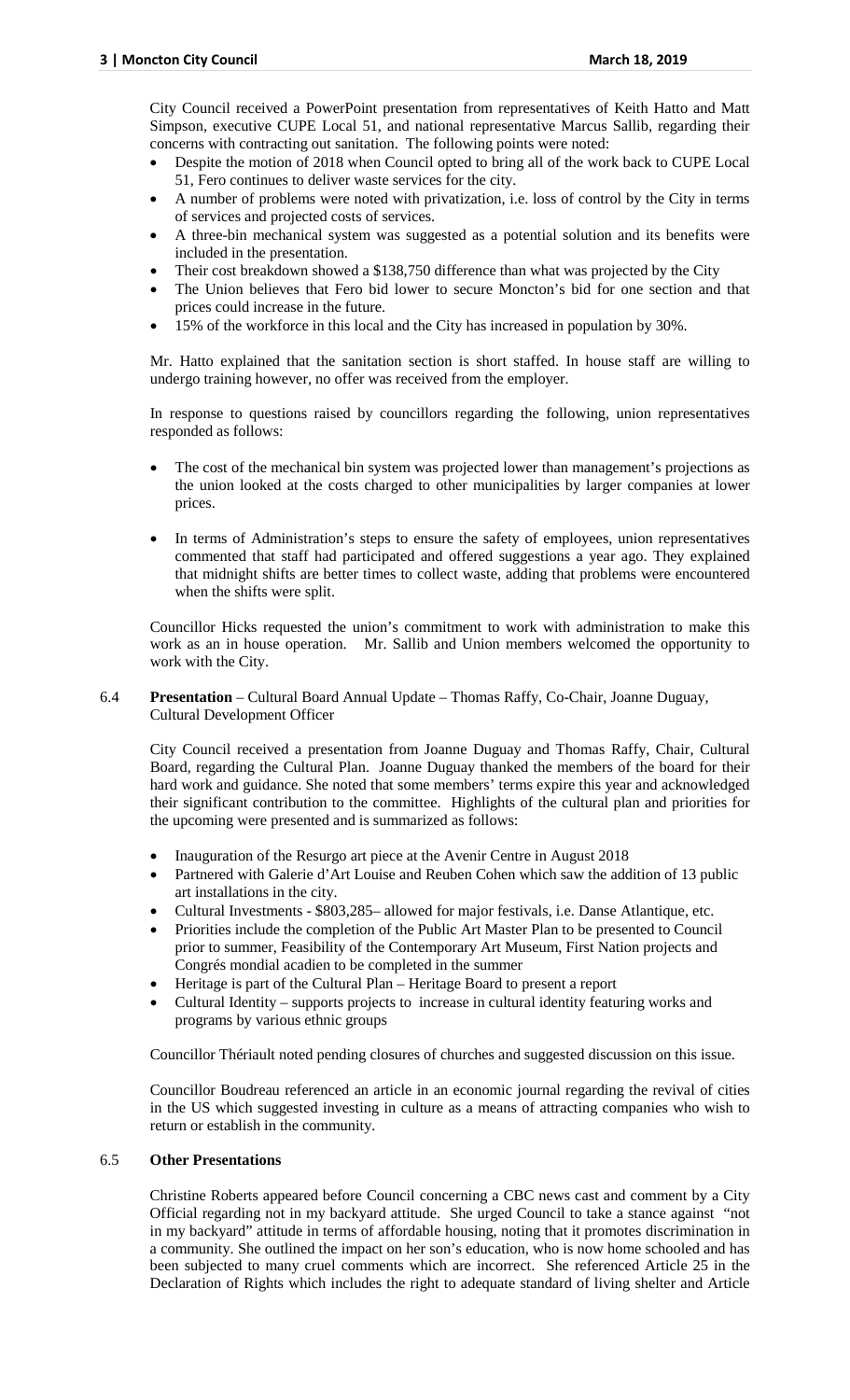City Council received a PowerPoint presentation from representatives of Keith Hatto and Matt Simpson, executive CUPE Local 51, and national representative Marcus Sallib, regarding their concerns with contracting out sanitation. The following points were noted:

- Despite the motion of 2018 when Council opted to bring all of the work back to CUPE Local 51, Fero continues to deliver waste services for the city.
- A number of problems were noted with privatization, i.e. loss of control by the City in terms of services and projected costs of services.
- A three-bin mechanical system was suggested as a potential solution and its benefits were included in the presentation.
- Their cost breakdown showed a $138,750 difference than what was projected by the City
- The Union believes that Fero bid lower to secure Moncton's bid for one section and that prices could increase in the future.
- 15% of the workforce in this local and the City has increased in population by 30%.

Mr. Hatto explained that the sanitation section is short staffed. In house staff are willing to undergo training however, no offer was received from the employer.

In response to questions raised by councillors regarding the following, union representatives responded as follows:

- The cost of the mechanical bin system was projected lower than management's projections as the union looked at the costs charged to other municipalities by larger companies at lower prices.

- In terms of Administration's steps to ensure the safety of employees, union representatives commented that staff had participated and offered suggestions a year ago. They explained that midnight shifts are better times to collect waste, adding that problems were encountered when the shifts were split.

Councillor Hicks requested the union's commitment to work with administration to make this work as an in house operation. Mr. Sallib and Union members welcomed the opportunity to work with the City.

6.4 **Presentation** – Cultural Board Annual Update – Thomas Raffy, Co-Chair, Joanne Duguay, Cultural Development Officer

City Council received a presentation from Joanne Duguay and Thomas Raffy, Chair, Cultural Board, regarding the Cultural Plan. Joanne Duguay thanked the members of the board for their hard work and guidance. She noted that some members' terms expire this year and acknowledged their significant contribution to the committee. Highlights of the cultural plan and priorities for the upcoming were presented and is summarized as follows:

- Inauguration of the Resurgo art piece at the Avenir Centre in August 2018
- Partnered with Galerie d'Art Louise and Reuben Cohen which saw the addition of 13 public art installations in the city.
- Cultural Investments - $803,285– allowed for major festivals, i.e. Danse Atlantique, etc.
- Priorities include the completion of the Public Art Master Plan to be presented to Council prior to summer, Feasibility of the Contemporary Art Museum, First Nation projects and Congrés mondial acadien to be completed in the summer
- Heritage is part of the Cultural Plan – Heritage Board to present a report
- Cultural Identity – supports projects to increase in cultural identity featuring works and programs by various ethnic groups

Councillor Thériault noted pending closures of churches and suggested discussion on this issue.

Councillor Boudreau referenced an article in an economic journal regarding the revival of cities in the US which suggested investing in culture as a means of attracting companies who wish to return or establish in the community.

6.5 **Other Presentations**

Christine Roberts appeared before Council concerning a CBC news cast and comment by a City Official regarding not in my backyard attitude. She urged Council to take a stance against "not in my backyard" attitude in terms of affordable housing, noting that it promotes discrimination in a community. She outlined the impact on her son's education, who is now home schooled and has been subjected to many cruel comments which are incorrect. She referenced Article 25 in the Declaration of Rights which includes the right to adequate standard of living shelter and Article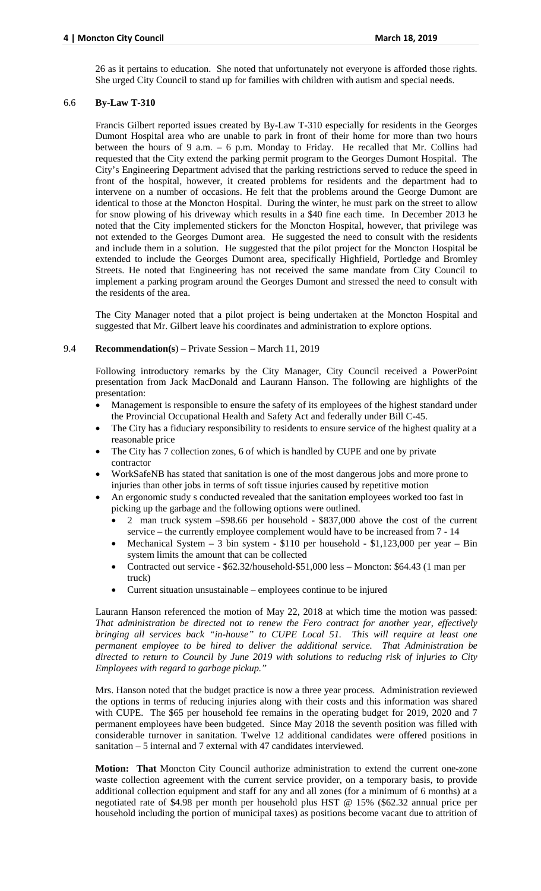26 as it pertains to education. She noted that unfortunately not everyone is afforded those rights. She urged City Council to stand up for families with children with autism and special needs.

### 6.6 **By-Law T-310**

Francis Gilbert reported issues created by By-Law T-310 especially for residents in the Georges Dumont Hospital area who are unable to park in front of their home for more than two hours between the hours of 9 a.m. – 6 p.m. Monday to Friday. He recalled that Mr. Collins had requested that the City extend the parking permit program to the Georges Dumont Hospital. The City's Engineering Department advised that the parking restrictions served to reduce the speed in front of the hospital, however, it created problems for residents and the department had to intervene on a number of occasions. He felt that the problems around the George Dumont are identical to those at the Moncton Hospital. During the winter, he must park on the street to allow for snow plowing of his driveway which results in a $40 fine each time. In December 2013 he noted that the City implemented stickers for the Moncton Hospital, however, that privilege was not extended to the Georges Dumont area. He suggested the need to consult with the residents and include them in a solution. He suggested that the pilot project for the Moncton Hospital be extended to include the Georges Dumont area, specifically Highfield, Portledge and Bromley Streets. He noted that Engineering has not received the same mandate from City Council to implement a parking program around the Georges Dumont and stressed the need to consult with the residents of the area.

The City Manager noted that a pilot project is being undertaken at the Moncton Hospital and suggested that Mr. Gilbert leave his coordinates and administration to explore options.

### 9.4 **Recommendation(s**) – Private Session – March 11, 2019

Following introductory remarks by the City Manager, City Council received a PowerPoint presentation from Jack MacDonald and Laurann Hanson. The following are highlights of the presentation:

- Management is responsible to ensure the safety of its employees of the highest standard under the Provincial Occupational Health and Safety Act and federally under Bill C-45.
- The City has a fiduciary responsibility to residents to ensure service of the highest quality at a reasonable price
- The City has 7 collection zones, 6 of which is handled by CUPE and one by private contractor
- WorkSafeNB has stated that sanitation is one of the most dangerous jobs and more prone to injuries than other jobs in terms of soft tissue injuries caused by repetitive motion
- An ergonomic study s conducted revealed that the sanitation employees worked too fast in picking up the garbage and the following options were outlined.
  - 2 man truck system –$98.66 per household - $837,000 above the cost of the current service – the currently employee complement would have to be increased from 7 - 14
  - Mechanical System – 3 bin system - $110 per household - $1,123,000 per year – Bin system limits the amount that can be collected
  - Contracted out service - $62.32/household-$51,000 less – Moncton: $64.43 (1 man per truck)
  - Current situation unsustainable – employees continue to be injured

Laurann Hanson referenced the motion of May 22, 2018 at which time the motion was passed: *That administration be directed not to renew the Fero contract for another year, effectively bringing all services back "in-house" to CUPE Local 51. This will require at least one permanent employee to be hired to deliver the additional service. That Administration be directed to return to Council by June 2019 with solutions to reducing risk of injuries to City Employees with regard to garbage pickup."*

Mrs. Hanson noted that the budget practice is now a three year process. Administration reviewed the options in terms of reducing injuries along with their costs and this information was shared with CUPE. The $65 per household fee remains in the operating budget for 2019, 2020 and 7 permanent employees have been budgeted. Since May 2018 the seventh position was filled with considerable turnover in sanitation. Twelve 12 additional candidates were offered positions in sanitation – 5 internal and 7 external with 47 candidates interviewed.

**Motion: That** Moncton City Council authorize administration to extend the current one-zone waste collection agreement with the current service provider, on a temporary basis, to provide additional collection equipment and staff for any and all zones (for a minimum of 6 months) at a negotiated rate of $4.98 per month per household plus HST @ 15% ($62.32 annual price per household including the portion of municipal taxes) as positions become vacant due to attrition of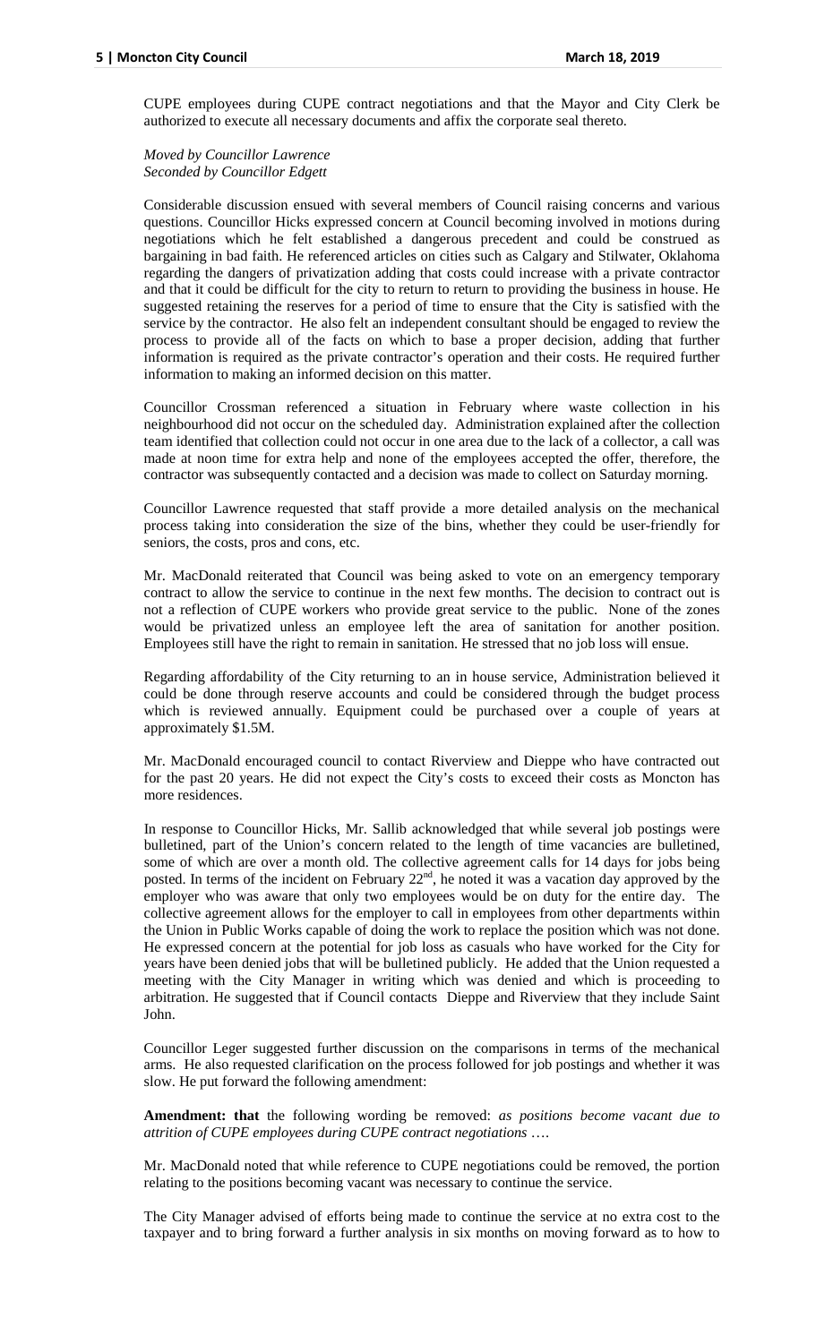CUPE employees during CUPE contract negotiations and that the Mayor and City Clerk be authorized to execute all necessary documents and affix the corporate seal thereto.

*Moved by Councillor Lawrence*
*Seconded by Councillor Edgett*

Considerable discussion ensued with several members of Council raising concerns and various questions. Councillor Hicks expressed concern at Council becoming involved in motions during negotiations which he felt established a dangerous precedent and could be construed as bargaining in bad faith. He referenced articles on cities such as Calgary and Stilwater, Oklahoma regarding the dangers of privatization adding that costs could increase with a private contractor and that it could be difficult for the city to return to return to providing the business in house. He suggested retaining the reserves for a period of time to ensure that the City is satisfied with the service by the contractor. He also felt an independent consultant should be engaged to review the process to provide all of the facts on which to base a proper decision, adding that further information is required as the private contractor's operation and their costs. He required further information to making an informed decision on this matter.

Councillor Crossman referenced a situation in February where waste collection in his neighbourhood did not occur on the scheduled day. Administration explained after the collection team identified that collection could not occur in one area due to the lack of a collector, a call was made at noon time for extra help and none of the employees accepted the offer, therefore, the contractor was subsequently contacted and a decision was made to collect on Saturday morning.

Councillor Lawrence requested that staff provide a more detailed analysis on the mechanical process taking into consideration the size of the bins, whether they could be user-friendly for seniors, the costs, pros and cons, etc.

Mr. MacDonald reiterated that Council was being asked to vote on an emergency temporary contract to allow the service to continue in the next few months. The decision to contract out is not a reflection of CUPE workers who provide great service to the public. None of the zones would be privatized unless an employee left the area of sanitation for another position. Employees still have the right to remain in sanitation. He stressed that no job loss will ensue.

Regarding affordability of the City returning to an in house service, Administration believed it could be done through reserve accounts and could be considered through the budget process which is reviewed annually. Equipment could be purchased over a couple of years at approximately $1.5M.

Mr. MacDonald encouraged council to contact Riverview and Dieppe who have contracted out for the past 20 years. He did not expect the City's costs to exceed their costs as Moncton has more residences.

In response to Councillor Hicks, Mr. Sallib acknowledged that while several job postings were bulletined, part of the Union's concern related to the length of time vacancies are bulletined, some of which are over a month old. The collective agreement calls for 14 days for jobs being posted. In terms of the incident on February 22nd, he noted it was a vacation day approved by the employer who was aware that only two employees would be on duty for the entire day. The collective agreement allows for the employer to call in employees from other departments within the Union in Public Works capable of doing the work to replace the position which was not done. He expressed concern at the potential for job loss as casuals who have worked for the City for years have been denied jobs that will be bulletined publicly. He added that the Union requested a meeting with the City Manager in writing which was denied and which is proceeding to arbitration. He suggested that if Council contacts Dieppe and Riverview that they include Saint John.

Councillor Leger suggested further discussion on the comparisons in terms of the mechanical arms. He also requested clarification on the process followed for job postings and whether it was slow. He put forward the following amendment:

**Amendment: that** the following wording be removed: *as positions become vacant due to attrition of CUPE employees during CUPE contract negotiations ….*

Mr. MacDonald noted that while reference to CUPE negotiations could be removed, the portion relating to the positions becoming vacant was necessary to continue the service.

The City Manager advised of efforts being made to continue the service at no extra cost to the taxpayer and to bring forward a further analysis in six months on moving forward as to how to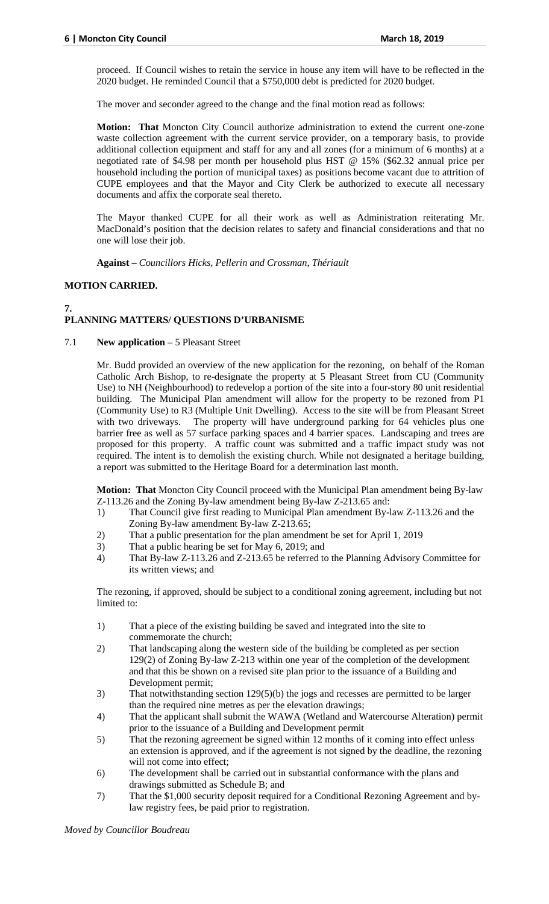proceed. If Council wishes to retain the service in house any item will have to be reflected in the 2020 budget. He reminded Council that a $750,000 debt is predicted for 2020 budget.

The mover and seconder agreed to the change and the final motion read as follows:

**Motion: That** Moncton City Council authorize administration to extend the current one-zone waste collection agreement with the current service provider, on a temporary basis, to provide additional collection equipment and staff for any and all zones (for a minimum of 6 months) at a negotiated rate of $4.98 per month per household plus HST @ 15% ($62.32 annual price per household including the portion of municipal taxes) as positions become vacant due to attrition of CUPE employees and that the Mayor and City Clerk be authorized to execute all necessary documents and affix the corporate seal thereto.

The Mayor thanked CUPE for all their work as well as Administration reiterating Mr. MacDonald's position that the decision relates to safety and financial considerations and that no one will lose their job.

**Against –** *Councillors Hicks, Pellerin and Crossman, Thériault*

**MOTION CARRIED.**

## 7. PLANNING MATTERS/ QUESTIONS D'URBANISME

### 7.1 **New application** – 5 Pleasant Street

Mr. Budd provided an overview of the new application for the rezoning, on behalf of the Roman Catholic Arch Bishop, to re-designate the property at 5 Pleasant Street from CU (Community Use) to NH (Neighbourhood) to redevelop a portion of the site into a four-story 80 unit residential building. The Municipal Plan amendment will allow for the property to be rezoned from P1 (Community Use) to R3 (Multiple Unit Dwelling). Access to the site will be from Pleasant Street with two driveways. The property will have underground parking for 64 vehicles plus one barrier free as well as 57 surface parking spaces and 4 barrier spaces. Landscaping and trees are proposed for this property. A traffic count was submitted and a traffic impact study was not required. The intent is to demolish the existing church. While not designated a heritage building, a report was submitted to the Heritage Board for a determination last month.

**Motion: That** Moncton City Council proceed with the Municipal Plan amendment being By-law Z-113.26 and the Zoning By-law amendment being By-law Z-213.65 and:

1) That Council give first reading to Municipal Plan amendment By-law Z-113.26 and the Zoning By-law amendment By-law Z-213.65;
2) That a public presentation for the plan amendment be set for April 1, 2019
3) That a public hearing be set for May 6, 2019; and
4) That By-law Z-113.26 and Z-213.65 be referred to the Planning Advisory Committee for its written views; and

The rezoning, if approved, should be subject to a conditional zoning agreement, including but not limited to:

1) That a piece of the existing building be saved and integrated into the site to commemorate the church;
2) That landscaping along the western side of the building be completed as per section 129(2) of Zoning By-law Z-213 within one year of the completion of the development and that this be shown on a revised site plan prior to the issuance of a Building and Development permit;
3) That notwithstanding section 129(5)(b) the jogs and recesses are permitted to be larger than the required nine metres as per the elevation drawings;
4) That the applicant shall submit the WAWA (Wetland and Watercourse Alteration) permit prior to the issuance of a Building and Development permit
5) That the rezoning agreement be signed within 12 months of it coming into effect unless an extension is approved, and if the agreement is not signed by the deadline, the rezoning will not come into effect;
6) The development shall be carried out in substantial conformance with the plans and drawings submitted as Schedule B; and
7) That the $1,000 security deposit required for a Conditional Rezoning Agreement and by-law registry fees, be paid prior to registration.

*Moved by Councillor Boudreau*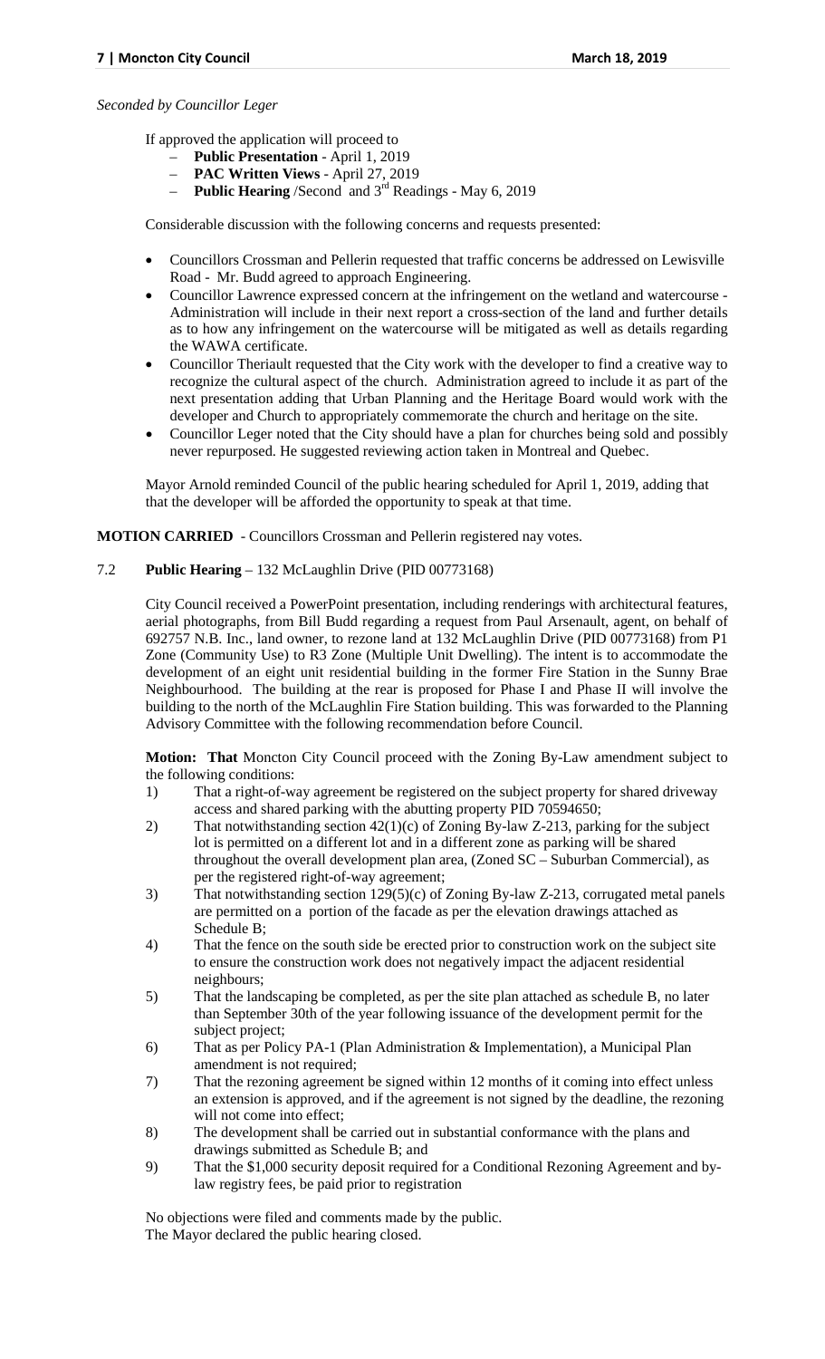*Seconded by Councillor Leger*

If approved the application will proceed to

- **Public Presentation** - April 1, 2019
- **PAC Written Views** - April 27, 2019
- **Public Hearing** /Second and 3rd Readings - May 6, 2019

Considerable discussion with the following concerns and requests presented:

- Councillors Crossman and Pellerin requested that traffic concerns be addressed on Lewisville Road - Mr. Budd agreed to approach Engineering.
- Councillor Lawrence expressed concern at the infringement on the wetland and watercourse - Administration will include in their next report a cross-section of the land and further details as to how any infringement on the watercourse will be mitigated as well as details regarding the WAWA certificate.
- Councillor Theriault requested that the City work with the developer to find a creative way to recognize the cultural aspect of the church. Administration agreed to include it as part of the next presentation adding that Urban Planning and the Heritage Board would work with the developer and Church to appropriately commemorate the church and heritage on the site.
- Councillor Leger noted that the City should have a plan for churches being sold and possibly never repurposed. He suggested reviewing action taken in Montreal and Quebec.

Mayor Arnold reminded Council of the public hearing scheduled for April 1, 2019, adding that that the developer will be afforded the opportunity to speak at that time.

**MOTION CARRIED** - Councillors Crossman and Pellerin registered nay votes.

**7.2 Public Hearing** – 132 McLaughlin Drive (PID 00773168)

City Council received a PowerPoint presentation, including renderings with architectural features, aerial photographs, from Bill Budd regarding a request from Paul Arsenault, agent, on behalf of 692757 N.B. Inc., land owner, to rezone land at 132 McLaughlin Drive (PID 00773168) from P1 Zone (Community Use) to R3 Zone (Multiple Unit Dwelling). The intent is to accommodate the development of an eight unit residential building in the former Fire Station in the Sunny Brae Neighbourhood. The building at the rear is proposed for Phase I and Phase II will involve the building to the north of the McLaughlin Fire Station building. This was forwarded to the Planning Advisory Committee with the following recommendation before Council.

**Motion: That** Moncton City Council proceed with the Zoning By-Law amendment subject to the following conditions:

1) That a right-of-way agreement be registered on the subject property for shared driveway access and shared parking with the abutting property PID 70594650;
2) That notwithstanding section 42(1)(c) of Zoning By-law Z-213, parking for the subject lot is permitted on a different lot and in a different zone as parking will be shared throughout the overall development plan area, (Zoned SC – Suburban Commercial), as per the registered right-of-way agreement;
3) That notwithstanding section 129(5)(c) of Zoning By-law Z-213, corrugated metal panels are permitted on a portion of the facade as per the elevation drawings attached as Schedule B;
4) That the fence on the south side be erected prior to construction work on the subject site to ensure the construction work does not negatively impact the adjacent residential neighbours;
5) That the landscaping be completed, as per the site plan attached as schedule B, no later than September 30th of the year following issuance of the development permit for the subject project;
6) That as per Policy PA-1 (Plan Administration & Implementation), a Municipal Plan amendment is not required;
7) That the rezoning agreement be signed within 12 months of it coming into effect unless an extension is approved, and if the agreement is not signed by the deadline, the rezoning will not come into effect;
8) The development shall be carried out in substantial conformance with the plans and drawings submitted as Schedule B; and
9) That the $1,000 security deposit required for a Conditional Rezoning Agreement and by-law registry fees, be paid prior to registration

No objections were filed and comments made by the public.
The Mayor declared the public hearing closed.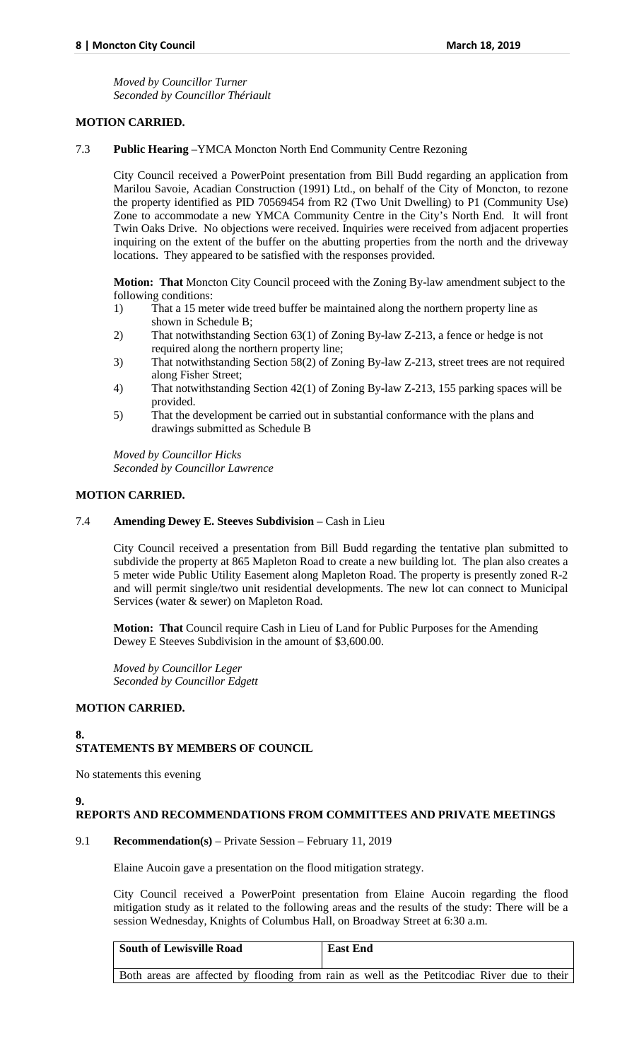*Moved by Councillor Turner*
*Seconded by Councillor Thériault*

**MOTION CARRIED.**

7.3 **Public Hearing** –YMCA Moncton North End Community Centre Rezoning

City Council received a PowerPoint presentation from Bill Budd regarding an application from Marilou Savoie, Acadian Construction (1991) Ltd., on behalf of the City of Moncton, to rezone the property identified as PID 70569454 from R2 (Two Unit Dwelling) to P1 (Community Use) Zone to accommodate a new YMCA Community Centre in the City's North End. It will front Twin Oaks Drive. No objections were received. Inquiries were received from adjacent properties inquiring on the extent of the buffer on the abutting properties from the north and the driveway locations. They appeared to be satisfied with the responses provided.

**Motion: That** Moncton City Council proceed with the Zoning By-law amendment subject to the following conditions:

1) That a 15 meter wide treed buffer be maintained along the northern property line as shown in Schedule B;
2) That notwithstanding Section 63(1) of Zoning By-law Z-213, a fence or hedge is not required along the northern property line;
3) That notwithstanding Section 58(2) of Zoning By-law Z-213, street trees are not required along Fisher Street;
4) That notwithstanding Section 42(1) of Zoning By-law Z-213, 155 parking spaces will be provided.
5) That the development be carried out in substantial conformance with the plans and drawings submitted as Schedule B

*Moved by Councillor Hicks*
*Seconded by Councillor Lawrence*

**MOTION CARRIED.**

7.4 **Amending Dewey E. Steeves Subdivision** – Cash in Lieu

City Council received a presentation from Bill Budd regarding the tentative plan submitted to subdivide the property at 865 Mapleton Road to create a new building lot. The plan also creates a 5 meter wide Public Utility Easement along Mapleton Road. The property is presently zoned R-2 and will permit single/two unit residential developments. The new lot can connect to Municipal Services (water & sewer) on Mapleton Road.

**Motion: That** Council require Cash in Lieu of Land for Public Purposes for the Amending Dewey E Steeves Subdivision in the amount of $3,600.00.

*Moved by Councillor Leger*
*Seconded by Councillor Edgett*

**MOTION CARRIED.**

## 8. STATEMENTS BY MEMBERS OF COUNCIL

No statements this evening

## 9. REPORTS AND RECOMMENDATIONS FROM COMMITTEES AND PRIVATE MEETINGS

9.1 **Recommendation(s)** – Private Session – February 11, 2019

Elaine Aucoin gave a presentation on the flood mitigation strategy.

City Council received a PowerPoint presentation from Elaine Aucoin regarding the flood mitigation study as it related to the following areas and the results of the study: There will be a session Wednesday, Knights of Columbus Hall, on Broadway Street at 6:30 a.m.

| South of Lewisville Road | East End |
|---|---|
| Both areas are affected by flooding from rain as well as the Petitcodiac River due to their | |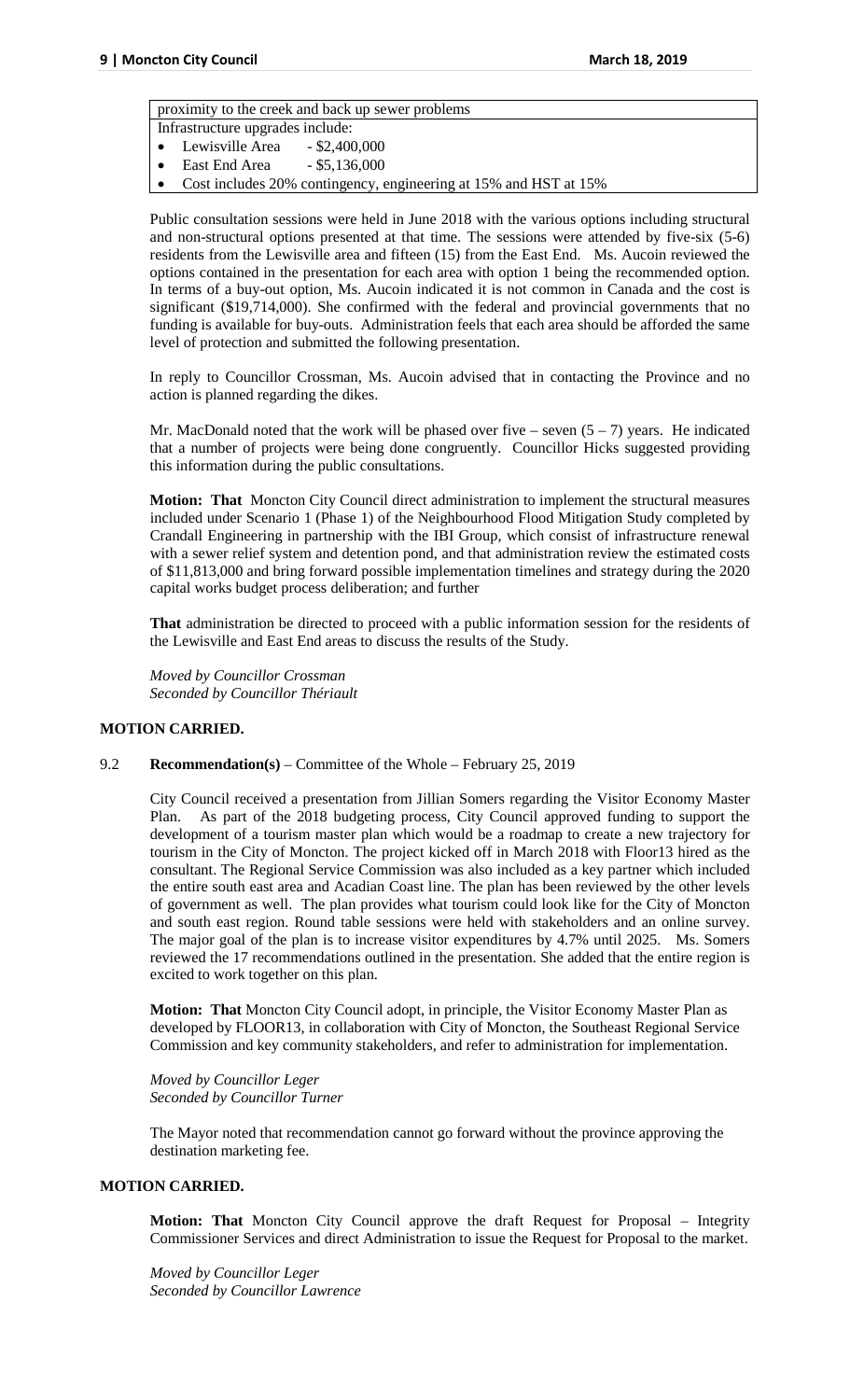| proximity to the creek and back up sewer problems |
|---|
| Infrastructure upgrades include: |
| • Lewisville Area - $2,400,000 |
| • East End Area - $5,136,000 |
| • Cost includes 20% contingency, engineering at 15% and HST at 15% |

Public consultation sessions were held in June 2018 with the various options including structural and non-structural options presented at that time. The sessions were attended by five-six (5-6) residents from the Lewisville area and fifteen (15) from the East End. Ms. Aucoin reviewed the options contained in the presentation for each area with option 1 being the recommended option. In terms of a buy-out option, Ms. Aucoin indicated it is not common in Canada and the cost is significant ($19,714,000). She confirmed with the federal and provincial governments that no funding is available for buy-outs. Administration feels that each area should be afforded the same level of protection and submitted the following presentation.

In reply to Councillor Crossman, Ms. Aucoin advised that in contacting the Province and no action is planned regarding the dikes.

Mr. MacDonald noted that the work will be phased over five – seven (5 – 7) years. He indicated that a number of projects were being done congruently. Councillor Hicks suggested providing this information during the public consultations.

**Motion: That** Moncton City Council direct administration to implement the structural measures included under Scenario 1 (Phase 1) of the Neighbourhood Flood Mitigation Study completed by Crandall Engineering in partnership with the IBI Group, which consist of infrastructure renewal with a sewer relief system and detention pond, and that administration review the estimated costs of $11,813,000 and bring forward possible implementation timelines and strategy during the 2020 capital works budget process deliberation; and further

**That** administration be directed to proceed with a public information session for the residents of the Lewisville and East End areas to discuss the results of the Study.

*Moved by Councillor Crossman*
*Seconded by Councillor Thériault*

**MOTION CARRIED.**

9.2 **Recommendation(s)** – Committee of the Whole – February 25, 2019

City Council received a presentation from Jillian Somers regarding the Visitor Economy Master Plan. As part of the 2018 budgeting process, City Council approved funding to support the development of a tourism master plan which would be a roadmap to create a new trajectory for tourism in the City of Moncton. The project kicked off in March 2018 with Floor13 hired as the consultant. The Regional Service Commission was also included as a key partner which included the entire south east area and Acadian Coast line. The plan has been reviewed by the other levels of government as well. The plan provides what tourism could look like for the City of Moncton and south east region. Round table sessions were held with stakeholders and an online survey. The major goal of the plan is to increase visitor expenditures by 4.7% until 2025. Ms. Somers reviewed the 17 recommendations outlined in the presentation. She added that the entire region is excited to work together on this plan.

**Motion: That** Moncton City Council adopt, in principle, the Visitor Economy Master Plan as developed by FLOOR13, in collaboration with City of Moncton, the Southeast Regional Service Commission and key community stakeholders, and refer to administration for implementation.

*Moved by Councillor Leger*
*Seconded by Councillor Turner*

The Mayor noted that recommendation cannot go forward without the province approving the destination marketing fee.

**MOTION CARRIED.**

**Motion: That** Moncton City Council approve the draft Request for Proposal – Integrity Commissioner Services and direct Administration to issue the Request for Proposal to the market.

*Moved by Councillor Leger*
*Seconded by Councillor Lawrence*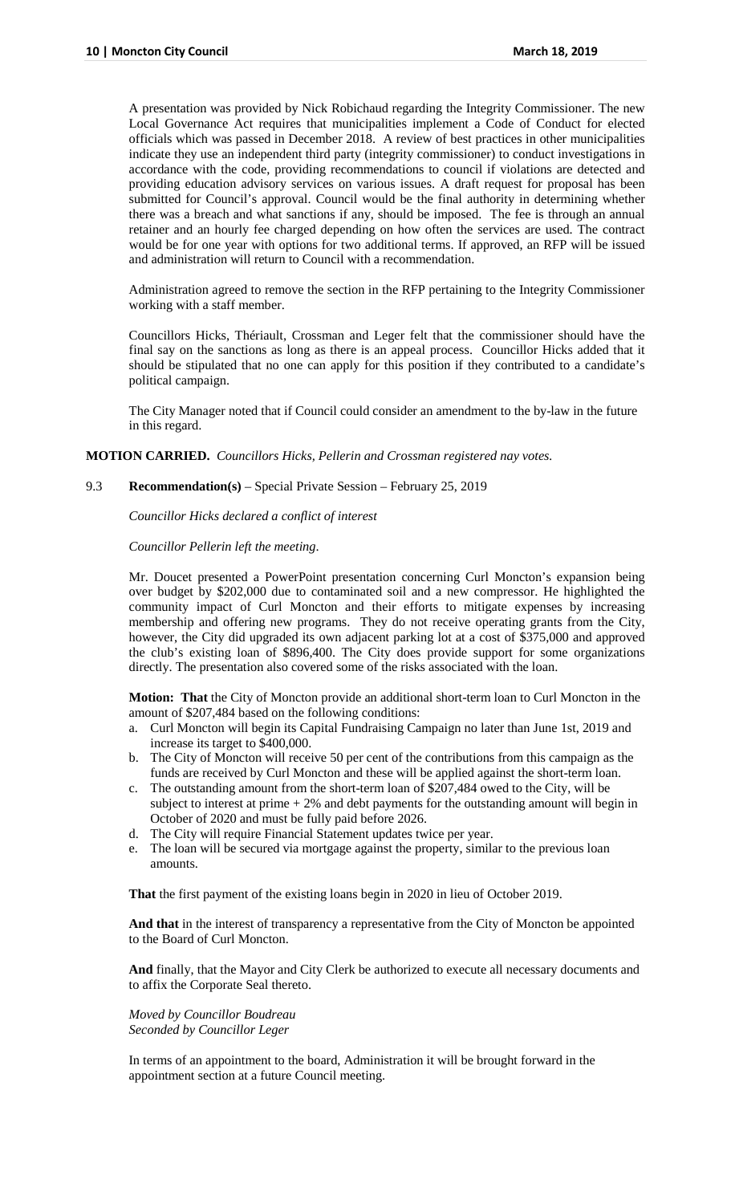A presentation was provided by Nick Robichaud regarding the Integrity Commissioner. The new Local Governance Act requires that municipalities implement a Code of Conduct for elected officials which was passed in December 2018. A review of best practices in other municipalities indicate they use an independent third party (integrity commissioner) to conduct investigations in accordance with the code, providing recommendations to council if violations are detected and providing education advisory services on various issues. A draft request for proposal has been submitted for Council's approval. Council would be the final authority in determining whether there was a breach and what sanctions if any, should be imposed. The fee is through an annual retainer and an hourly fee charged depending on how often the services are used. The contract would be for one year with options for two additional terms. If approved, an RFP will be issued and administration will return to Council with a recommendation.

Administration agreed to remove the section in the RFP pertaining to the Integrity Commissioner working with a staff member.

Councillors Hicks, Thériault, Crossman and Leger felt that the commissioner should have the final say on the sanctions as long as there is an appeal process. Councillor Hicks added that it should be stipulated that no one can apply for this position if they contributed to a candidate's political campaign.

The City Manager noted that if Council could consider an amendment to the by-law in the future in this regard.

**MOTION CARRIED.** *Councillors Hicks, Pellerin and Crossman registered nay votes.*

9.3 **Recommendation(s)** – Special Private Session – February 25, 2019

*Councillor Hicks declared a conflict of interest*

*Councillor Pellerin left the meeting*.

Mr. Doucet presented a PowerPoint presentation concerning Curl Moncton's expansion being over budget by $202,000 due to contaminated soil and a new compressor. He highlighted the community impact of Curl Moncton and their efforts to mitigate expenses by increasing membership and offering new programs. They do not receive operating grants from the City, however, the City did upgraded its own adjacent parking lot at a cost of $375,000 and approved the club's existing loan of $896,400. The City does provide support for some organizations directly. The presentation also covered some of the risks associated with the loan.

**Motion: That** the City of Moncton provide an additional short-term loan to Curl Moncton in the amount of $207,484 based on the following conditions:

a. Curl Moncton will begin its Capital Fundraising Campaign no later than June 1st, 2019 and increase its target to $400,000.
b. The City of Moncton will receive 50 per cent of the contributions from this campaign as the funds are received by Curl Moncton and these will be applied against the short-term loan.
c. The outstanding amount from the short-term loan of $207,484 owed to the City, will be subject to interest at prime + 2% and debt payments for the outstanding amount will begin in October of 2020 and must be fully paid before 2026.
d. The City will require Financial Statement updates twice per year.
e. The loan will be secured via mortgage against the property, similar to the previous loan amounts.

**That** the first payment of the existing loans begin in 2020 in lieu of October 2019.

**And that** in the interest of transparency a representative from the City of Moncton be appointed to the Board of Curl Moncton.

**And** finally, that the Mayor and City Clerk be authorized to execute all necessary documents and to affix the Corporate Seal thereto.

*Moved by Councillor Boudreau*
*Seconded by Councillor Leger*

In terms of an appointment to the board, Administration it will be brought forward in the appointment section at a future Council meeting.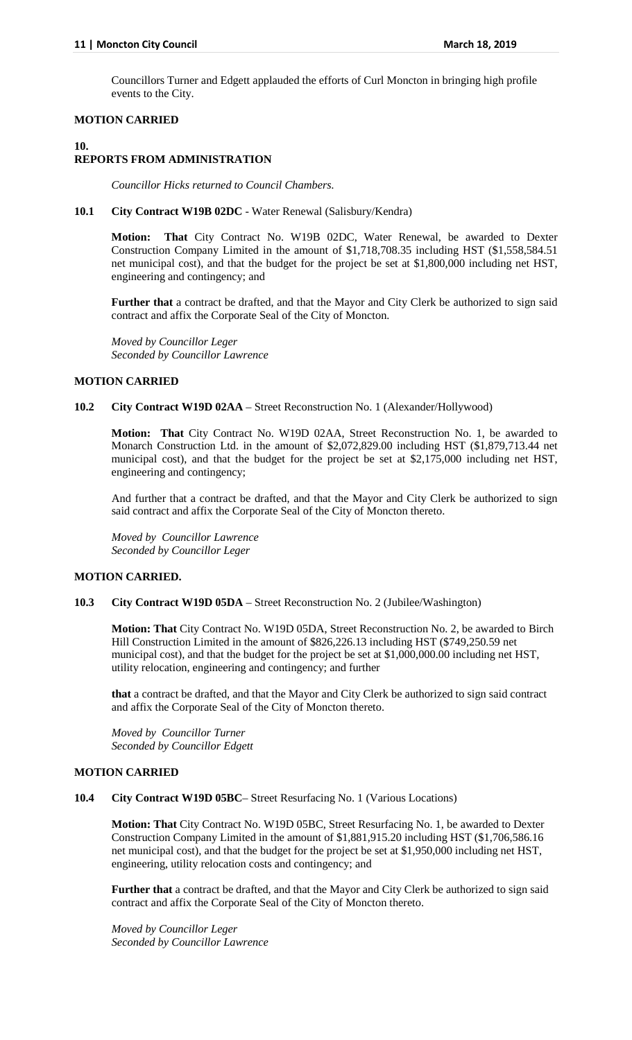Councillors Turner and Edgett applauded the efforts of Curl Moncton in bringing high profile events to the City.

**MOTION CARRIED**

## 10. REPORTS FROM ADMINISTRATION

*Councillor Hicks returned to Council Chambers.*

### 10.1 City Contract W19B 02DC - Water Renewal (Salisbury/Kendra)

**Motion: That** City Contract No. W19B 02DC, Water Renewal, be awarded to Dexter Construction Company Limited in the amount of $1,718,708.35 including HST ($1,558,584.51 net municipal cost), and that the budget for the project be set at $1,800,000 including net HST, engineering and contingency; and

**Further that** a contract be drafted, and that the Mayor and City Clerk be authorized to sign said contract and affix the Corporate Seal of the City of Moncton.

*Moved by Councillor Leger*
*Seconded by Councillor Lawrence*

**MOTION CARRIED**

### 10.2 City Contract W19D 02AA – Street Reconstruction No. 1 (Alexander/Hollywood)

**Motion: That** City Contract No. W19D 02AA, Street Reconstruction No. 1, be awarded to Monarch Construction Ltd. in the amount of $2,072,829.00 including HST ($1,879,713.44 net municipal cost), and that the budget for the project be set at $2,175,000 including net HST, engineering and contingency;

And further that a contract be drafted, and that the Mayor and City Clerk be authorized to sign said contract and affix the Corporate Seal of the City of Moncton thereto.

*Moved by Councillor Lawrence*
*Seconded by Councillor Leger*

**MOTION CARRIED.**

### 10.3 City Contract W19D 05DA – Street Reconstruction No. 2 (Jubilee/Washington)

**Motion: That** City Contract No. W19D 05DA, Street Reconstruction No. 2, be awarded to Birch Hill Construction Limited in the amount of $826,226.13 including HST ($749,250.59 net municipal cost), and that the budget for the project be set at $1,000,000.00 including net HST, utility relocation, engineering and contingency; and further

**that** a contract be drafted, and that the Mayor and City Clerk be authorized to sign said contract and affix the Corporate Seal of the City of Moncton thereto.

*Moved by Councillor Turner*
*Seconded by Councillor Edgett*

**MOTION CARRIED**

### 10.4 City Contract W19D 05BC– Street Resurfacing No. 1 (Various Locations)

**Motion: That** City Contract No. W19D 05BC, Street Resurfacing No. 1, be awarded to Dexter Construction Company Limited in the amount of $1,881,915.20 including HST ($1,706,586.16 net municipal cost), and that the budget for the project be set at $1,950,000 including net HST, engineering, utility relocation costs and contingency; and

**Further that** a contract be drafted, and that the Mayor and City Clerk be authorized to sign said contract and affix the Corporate Seal of the City of Moncton thereto.

*Moved by Councillor Leger*
*Seconded by Councillor Lawrence*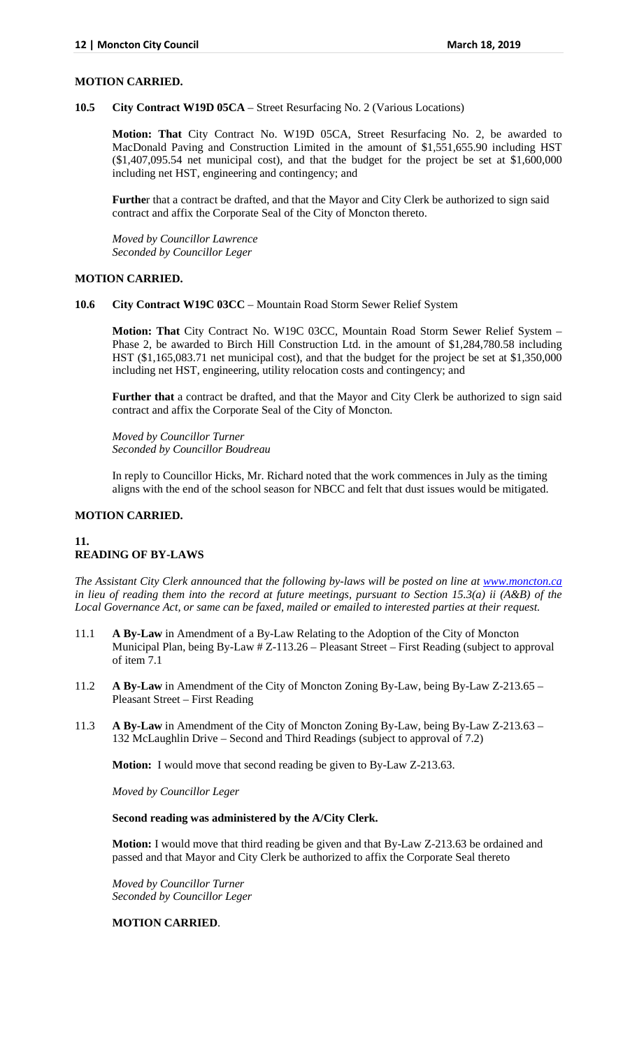**MOTION CARRIED.**

**10.5 City Contract W19D 05CA** – Street Resurfacing No. 2 (Various Locations)

**Motion: That** City Contract No. W19D 05CA, Street Resurfacing No. 2, be awarded to MacDonald Paving and Construction Limited in the amount of $1,551,655.90 including HST ($1,407,095.54 net municipal cost), and that the budget for the project be set at $1,600,000 including net HST, engineering and contingency; and

**Further** that a contract be drafted, and that the Mayor and City Clerk be authorized to sign said contract and affix the Corporate Seal of the City of Moncton thereto.

*Moved by Councillor Lawrence*
*Seconded by Councillor Leger*

**MOTION CARRIED.**

**10.6 City Contract W19C 03CC** – Mountain Road Storm Sewer Relief System

**Motion: That** City Contract No. W19C 03CC, Mountain Road Storm Sewer Relief System – Phase 2, be awarded to Birch Hill Construction Ltd. in the amount of $1,284,780.58 including HST ($1,165,083.71 net municipal cost), and that the budget for the project be set at $1,350,000 including net HST, engineering, utility relocation costs and contingency; and

**Further that** a contract be drafted, and that the Mayor and City Clerk be authorized to sign said contract and affix the Corporate Seal of the City of Moncton.

*Moved by Councillor Turner*
*Seconded by Councillor Boudreau*

In reply to Councillor Hicks, Mr. Richard noted that the work commences in July as the timing aligns with the end of the school season for NBCC and felt that dust issues would be mitigated.

**MOTION CARRIED.**

## 11. READING OF BY-LAWS

*The Assistant City Clerk announced that the following by-laws will be posted on line at www.moncton.ca in lieu of reading them into the record at future meetings, pursuant to Section 15.3(a) ii (A&B) of the Local Governance Act, or same can be faxed, mailed or emailed to interested parties at their request.*

11.1 **A By-Law** in Amendment of a By-Law Relating to the Adoption of the City of Moncton Municipal Plan, being By-Law # Z-113.26 – Pleasant Street – First Reading (subject to approval of item 7.1

11.2 **A By-Law** in Amendment of the City of Moncton Zoning By-Law, being By-Law Z-213.65 – Pleasant Street – First Reading

11.3 **A By-Law** in Amendment of the City of Moncton Zoning By-Law, being By-Law Z-213.63 – 132 McLaughlin Drive – Second and Third Readings (subject to approval of 7.2)

**Motion:** I would move that second reading be given to By-Law Z-213.63.

*Moved by Councillor Leger*

**Second reading was administered by the A/City Clerk.**

**Motion:** I would move that third reading be given and that By-Law Z-213.63 be ordained and passed and that Mayor and City Clerk be authorized to affix the Corporate Seal thereto

*Moved by Councillor Turner*
*Seconded by Councillor Leger*

**MOTION CARRIED**.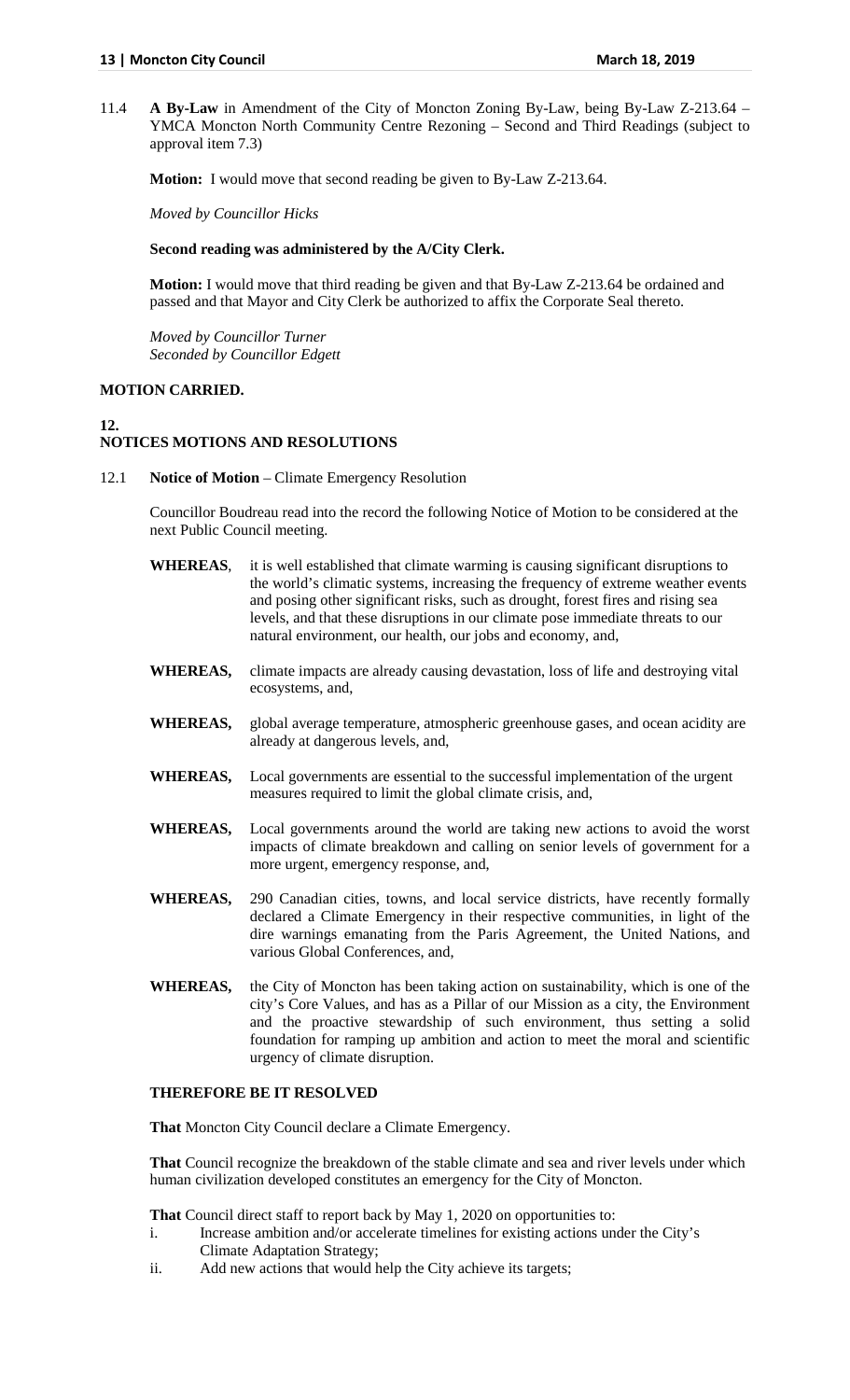11.4 **A By-Law** in Amendment of the City of Moncton Zoning By-Law, being By-Law Z-213.64 – YMCA Moncton North Community Centre Rezoning – Second and Third Readings (subject to approval item 7.3)

**Motion:** I would move that second reading be given to By-Law Z-213.64.

*Moved by Councillor Hicks*

**Second reading was administered by the A/City Clerk.**

**Motion:** I would move that third reading be given and that By-Law Z-213.64 be ordained and passed and that Mayor and City Clerk be authorized to affix the Corporate Seal thereto.

*Moved by Councillor Turner*
*Seconded by Councillor Edgett*

**MOTION CARRIED.**

## 12. NOTICES MOTIONS AND RESOLUTIONS

12.1 **Notice of Motion** – Climate Emergency Resolution

Councillor Boudreau read into the record the following Notice of Motion to be considered at the next Public Council meeting.

**WHEREAS**, it is well established that climate warming is causing significant disruptions to the world's climatic systems, increasing the frequency of extreme weather events and posing other significant risks, such as drought, forest fires and rising sea levels, and that these disruptions in our climate pose immediate threats to our natural environment, our health, our jobs and economy, and,

**WHEREAS,** climate impacts are already causing devastation, loss of life and destroying vital ecosystems, and,

**WHEREAS,** global average temperature, atmospheric greenhouse gases, and ocean acidity are already at dangerous levels, and,

**WHEREAS,** Local governments are essential to the successful implementation of the urgent measures required to limit the global climate crisis, and,

**WHEREAS,** Local governments around the world are taking new actions to avoid the worst impacts of climate breakdown and calling on senior levels of government for a more urgent, emergency response, and,

**WHEREAS,** 290 Canadian cities, towns, and local service districts, have recently formally declared a Climate Emergency in their respective communities, in light of the dire warnings emanating from the Paris Agreement, the United Nations, and various Global Conferences, and,

**WHEREAS,** the City of Moncton has been taking action on sustainability, which is one of the city's Core Values, and has as a Pillar of our Mission as a city, the Environment and the proactive stewardship of such environment, thus setting a solid foundation for ramping up ambition and action to meet the moral and scientific urgency of climate disruption.

**THEREFORE BE IT RESOLVED**

**That** Moncton City Council declare a Climate Emergency.

**That** Council recognize the breakdown of the stable climate and sea and river levels under which human civilization developed constitutes an emergency for the City of Moncton.

**That** Council direct staff to report back by May 1, 2020 on opportunities to:

i. Increase ambition and/or accelerate timelines for existing actions under the City's Climate Adaptation Strategy;
ii. Add new actions that would help the City achieve its targets;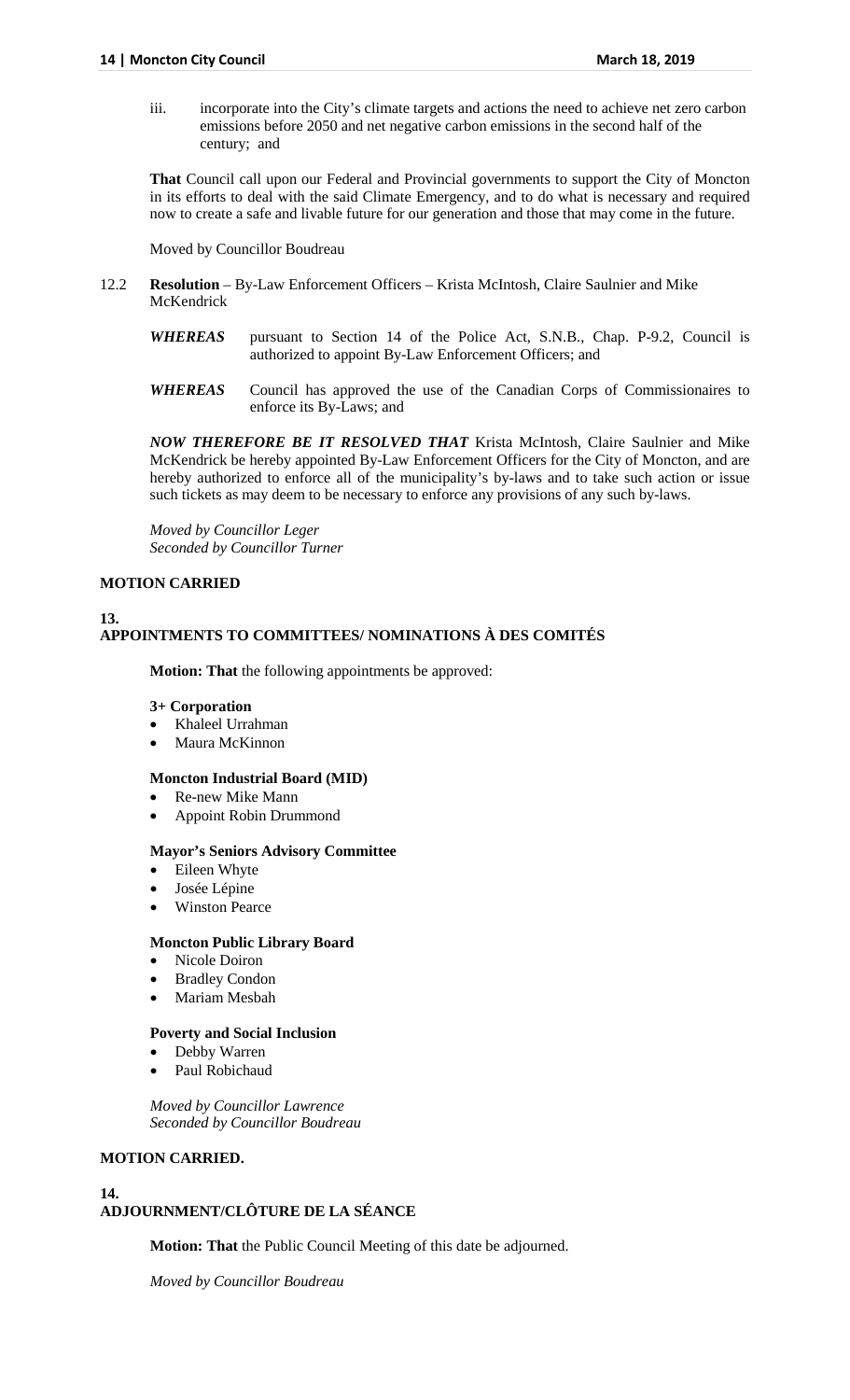iii. incorporate into the City's climate targets and actions the need to achieve net zero carbon emissions before 2050 and net negative carbon emissions in the second half of the century; and

**That** Council call upon our Federal and Provincial governments to support the City of Moncton in its efforts to deal with the said Climate Emergency, and to do what is necessary and required now to create a safe and livable future for our generation and those that may come in the future.

Moved by Councillor Boudreau

12.2 **Resolution** – By-Law Enforcement Officers – Krista McIntosh, Claire Saulnier and Mike McKendrick

***WHEREAS*** pursuant to Section 14 of the Police Act, S.N.B., Chap. P-9.2, Council is authorized to appoint By-Law Enforcement Officers; and

***WHEREAS*** Council has approved the use of the Canadian Corps of Commissionaires to enforce its By-Laws; and

***NOW THEREFORE BE IT RESOLVED THAT*** Krista McIntosh, Claire Saulnier and Mike McKendrick be hereby appointed By-Law Enforcement Officers for the City of Moncton, and are hereby authorized to enforce all of the municipality's by-laws and to take such action or issue such tickets as may deem to be necessary to enforce any provisions of any such by-laws.

*Moved by Councillor Leger*
*Seconded by Councillor Turner*

**MOTION CARRIED**

## 13. APPOINTMENTS TO COMMITTEES/ NOMINATIONS À DES COMITÉS

**Motion: That** the following appointments be approved:

**3+ Corporation**
- Khaleel Urrahman
- Maura McKinnon

**Moncton Industrial Board (MID)**
- Re-new Mike Mann
- Appoint Robin Drummond

**Mayor's Seniors Advisory Committee**
- Eileen Whyte
- Josée Lépine
- Winston Pearce

**Moncton Public Library Board**
- Nicole Doiron
- Bradley Condon
- Mariam Mesbah

**Poverty and Social Inclusion**
- Debby Warren
- Paul Robichaud

*Moved by Councillor Lawrence*
*Seconded by Councillor Boudreau*

**MOTION CARRIED.**

## 14. ADJOURNMENT/CLÔTURE DE LA SÉANCE

**Motion: That** the Public Council Meeting of this date be adjourned.

*Moved by Councillor Boudreau*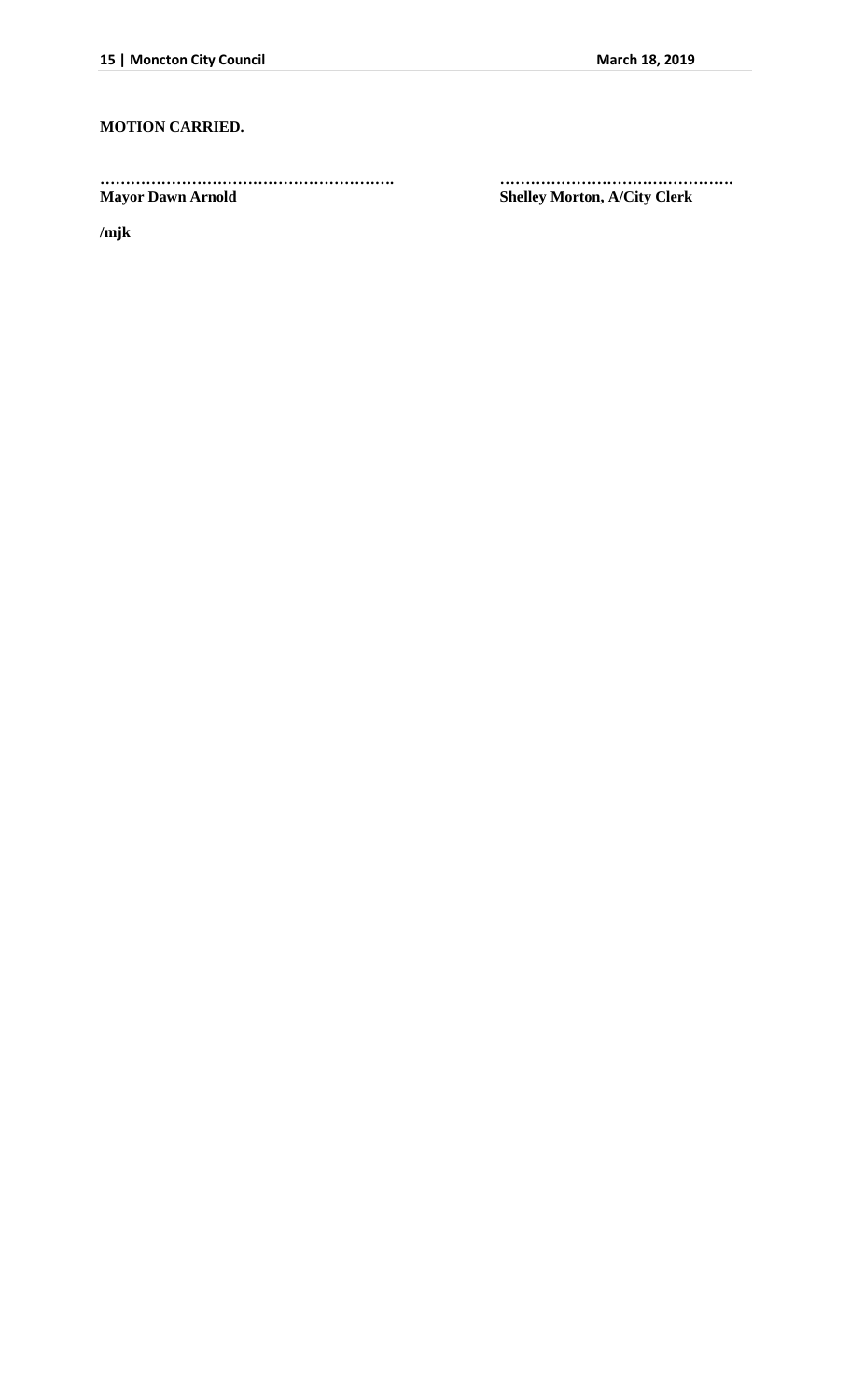**MOTION CARRIED.**

| | |
|---|---|
| **…………………………………………………….** | **……………………………………….** |
| **Mayor Dawn Arnold** | **Shelley Morton, A/City Clerk** |

**/mjk**